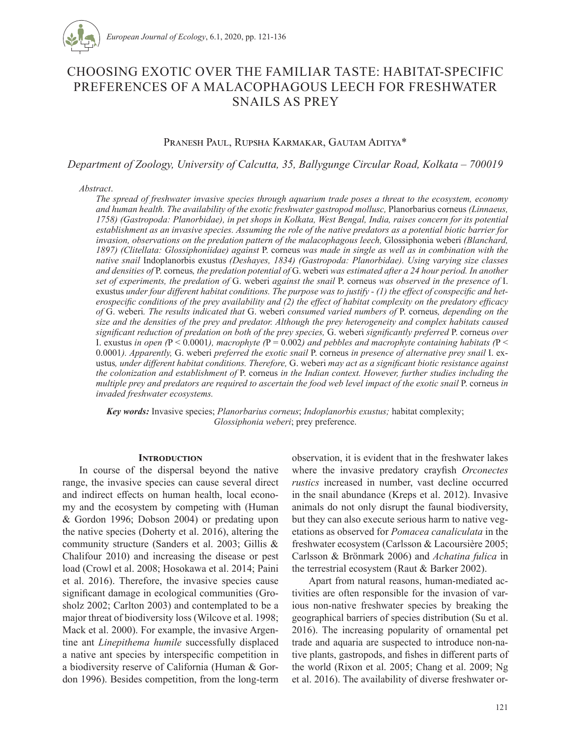# CHOOSING EXOTIC OVER THE FAMILIAR TASTE: HABITAT-SPECIFIC PREFERENCES OF A MALACOPHAGOUS LEECH FOR FRESHWATER SNAILS AS PREY

Pranesh Paul, Rupsha Karmakar, Gautam Aditya*

*Department of Zoology, University of Calcutta, 35, Ballygunge Circular Road, Kolkata – 700019*

*Abstract*.

*The spread of freshwater invasive species through aquarium trade poses a threat to the ecosystem, economy and human health. The availability of the exotic freshwater gastropod mollusc,* Planorbarius corneus *(Linnaeus, 1758) (Gastropoda: Planorbidae), in pet shops in Kolkata, West Bengal, India, raises concern for its potential establishment as an invasive species. Assuming the role of the native predators as a potential biotic barrier for invasion, observations on the predation pattern of the malacophagous leech,* Glossiphonia weberi *(Blanchard, 1897) (Clitellata: Glossiphoniidae) against* P. corneus *was made in single as well as in combination with the native snail* Indoplanorbis exustus *(Deshayes, 1834) (Gastropoda: Planorbidae). Using varying size classes and densities of* P. corneus*, the predation potential of* G. weberi *was estimated after a 24 hour period. In another set of experiments, the predation of* G. weberi *against the snail* P. corneus *was observed in the presence of* I. exustus *under four different habitat conditions. The purpose was to justify - (1) the effect of conspecific and heterospecific conditions of the prey availability and (2) the effect of habitat complexity on the predatory efficacy of* G. weberi*. The results indicated that* G. weberi *consumed varied numbers of* P. corneus*, depending on the size and the densities of the prey and predator. Although the prey heterogeneity and complex habitats caused significant reduction of predation on both of the prey species,* G. weberi *significantly preferred* P. corneus *over* I. exustus *in open (*$P < 0.0001$*), macrophyte (*$P = 0.002$*) and pebbles and macrophyte containing habitats (*$P < 0.0001$*). Apparently,* G. weberi *preferred the exotic snail* P. corneus *in presence of alternative prey snail* I. exustus*, under different habitat conditions. Therefore,* G. weberi *may act as a significant biotic resistance against the colonization and establishment of* P. corneus *in the Indian context. However, further studies including the multiple prey and predators are required to ascertain the food web level impact of the exotic snail* P. corneus *in invaded freshwater ecosystems.*

***Key words:*** Invasive species; *Planorbarius corneus*; *Indoplanorbis exustus;* habitat complexity; *Glossiphonia weberi*; prey preference.

## Introduction

In course of the dispersal beyond the native range, the invasive species can cause several direct and indirect effects on human health, local economy and the ecosystem by competing with (Human & Gordon 1996; Dobson 2004) or predating upon the native species (Doherty et al. 2016), altering the community structure (Sanders et al. 2003; Gillis & Chalifour 2010) and increasing the disease or pest load (Crowl et al. 2008; Hosokawa et al. 2014; Paini et al. 2016). Therefore, the invasive species cause significant damage in ecological communities (Grosholz 2002; Carlton 2003) and contemplated to be a major threat of biodiversity loss (Wilcove et al. 1998; Mack et al. 2000). For example, the invasive Argentine ant *Linepithema humile* successfully displaced a native ant species by interspecific competition in a biodiversity reserve of California (Human & Gordon 1996). Besides competition, from the long-term observation, it is evident that in the freshwater lakes where the invasive predatory crayfish *Orconectes rustics* increased in number, vast decline occurred in the snail abundance (Kreps et al. 2012). Invasive animals do not only disrupt the faunal biodiversity, but they can also execute serious harm to native vegetations as observed for *Pomacea canaliculata* in the freshwater ecosystem (Carlsson & Lacoursière 2005; Carlsson & Brönmark 2006) and *Achatina fulica* in the terrestrial ecosystem (Raut & Barker 2002).

Apart from natural reasons, human-mediated activities are often responsible for the invasion of various non-native freshwater species by breaking the geographical barriers of species distribution (Su et al. 2016). The increasing popularity of ornamental pet trade and aquaria are suspected to introduce non-native plants, gastropods, and fishes in different parts of the world (Rixon et al. 2005; Chang et al. 2009; Ng et al. 2016). The availability of diverse freshwater or-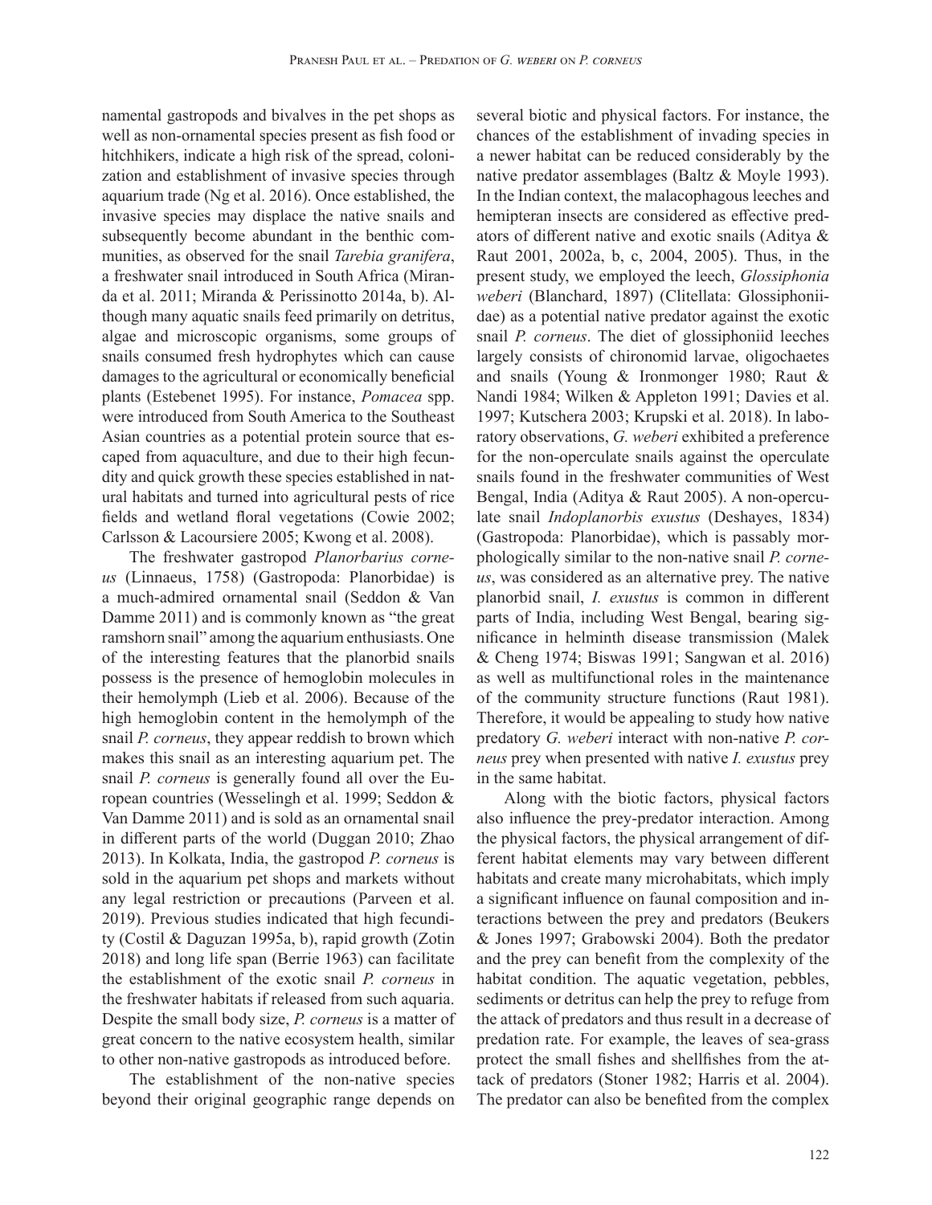namental gastropods and bivalves in the pet shops as well as non-ornamental species present as fish food or hitchhikers, indicate a high risk of the spread, colonization and establishment of invasive species through aquarium trade (Ng et al. 2016). Once established, the invasive species may displace the native snails and subsequently become abundant in the benthic communities, as observed for the snail *Tarebia granifera*, a freshwater snail introduced in South Africa (Miranda et al. 2011; Miranda & Perissinotto 2014a, b). Although many aquatic snails feed primarily on detritus, algae and microscopic organisms, some groups of snails consumed fresh hydrophytes which can cause damages to the agricultural or economically beneficial plants (Estebenet 1995). For instance, *Pomacea* spp. were introduced from South America to the Southeast Asian countries as a potential protein source that escaped from aquaculture, and due to their high fecundity and quick growth these species established in natural habitats and turned into agricultural pests of rice fields and wetland floral vegetations (Cowie 2002; Carlsson & Lacoursiere 2005; Kwong et al. 2008).

The freshwater gastropod *Planorbarius corneus* (Linnaeus, 1758) (Gastropoda: Planorbidae) is a much-admired ornamental snail (Seddon & Van Damme 2011) and is commonly known as "the great ramshorn snail" among the aquarium enthusiasts. One of the interesting features that the planorbid snails possess is the presence of hemoglobin molecules in their hemolymph (Lieb et al. 2006). Because of the high hemoglobin content in the hemolymph of the snail *P. corneus*, they appear reddish to brown which makes this snail as an interesting aquarium pet. The snail *P. corneus* is generally found all over the European countries (Wesselingh et al. 1999; Seddon & Van Damme 2011) and is sold as an ornamental snail in different parts of the world (Duggan 2010; Zhao 2013). In Kolkata, India, the gastropod *P. corneus* is sold in the aquarium pet shops and markets without any legal restriction or precautions (Parveen et al. 2019). Previous studies indicated that high fecundity (Costil & Daguzan 1995a, b), rapid growth (Zotin 2018) and long life span (Berrie 1963) can facilitate the establishment of the exotic snail *P. corneus* in the freshwater habitats if released from such aquaria. Despite the small body size, *P. corneus* is a matter of great concern to the native ecosystem health, similar to other non-native gastropods as introduced before.

The establishment of the non-native species beyond their original geographic range depends on several biotic and physical factors. For instance, the chances of the establishment of invading species in a newer habitat can be reduced considerably by the native predator assemblages (Baltz & Moyle 1993). In the Indian context, the malacophagous leeches and hemipteran insects are considered as effective predators of different native and exotic snails (Aditya & Raut 2001, 2002a, b, c, 2004, 2005). Thus, in the present study, we employed the leech, *Glossiphonia weberi* (Blanchard, 1897) (Clitellata: Glossiphoniidae) as a potential native predator against the exotic snail *P. corneus*. The diet of glossiphoniid leeches largely consists of chironomid larvae, oligochaetes and snails (Young & Ironmonger 1980; Raut & Nandi 1984; Wilken & Appleton 1991; Davies et al. 1997; Kutschera 2003; Krupski et al. 2018). In laboratory observations, *G. weberi* exhibited a preference for the non-operculate snails against the operculate snails found in the freshwater communities of West Bengal, India (Aditya & Raut 2005). A non-operculate snail *Indoplanorbis exustus* (Deshayes, 1834) (Gastropoda: Planorbidae), which is passably morphologically similar to the non-native snail *P. corneus*, was considered as an alternative prey. The native planorbid snail, *I. exustus* is common in different parts of India, including West Bengal, bearing significance in helminth disease transmission (Malek & Cheng 1974; Biswas 1991; Sangwan et al. 2016) as well as multifunctional roles in the maintenance of the community structure functions (Raut 1981). Therefore, it would be appealing to study how native predatory *G. weberi* interact with non-native *P. corneus* prey when presented with native *I. exustus* prey in the same habitat.

Along with the biotic factors, physical factors also influence the prey-predator interaction. Among the physical factors, the physical arrangement of different habitat elements may vary between different habitats and create many microhabitats, which imply a significant influence on faunal composition and interactions between the prey and predators (Beukers & Jones 1997; Grabowski 2004). Both the predator and the prey can benefit from the complexity of the habitat condition. The aquatic vegetation, pebbles, sediments or detritus can help the prey to refuge from the attack of predators and thus result in a decrease of predation rate. For example, the leaves of sea-grass protect the small fishes and shellfishes from the attack of predators (Stoner 1982; Harris et al. 2004). The predator can also be benefited from the complex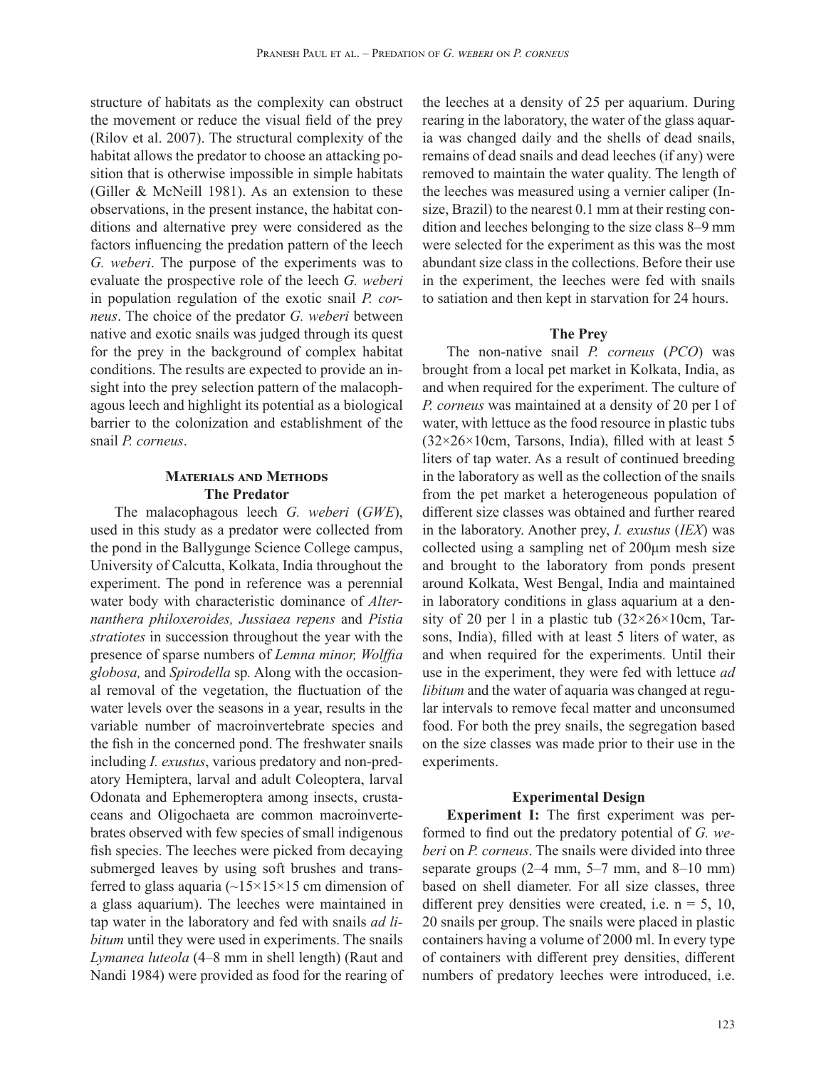structure of habitats as the complexity can obstruct the movement or reduce the visual field of the prey (Rilov et al. 2007). The structural complexity of the habitat allows the predator to choose an attacking position that is otherwise impossible in simple habitats (Giller & McNeill 1981). As an extension to these observations, in the present instance, the habitat conditions and alternative prey were considered as the factors influencing the predation pattern of the leech *G. weberi*. The purpose of the experiments was to evaluate the prospective role of the leech *G. weberi* in population regulation of the exotic snail *P. corneus*. The choice of the predator *G. weberi* between native and exotic snails was judged through its quest for the prey in the background of complex habitat conditions. The results are expected to provide an insight into the prey selection pattern of the malacophagous leech and highlight its potential as a biological barrier to the colonization and establishment of the snail *P. corneus*.

## Materials and Methods

### The Predator

The malacophagous leech *G. weberi* (*GWE*), used in this study as a predator were collected from the pond in the Ballygunge Science College campus, University of Calcutta, Kolkata, India throughout the experiment. The pond in reference was a perennial water body with characteristic dominance of *Alternanthera philoxeroides, Jussiaea repens* and *Pistia stratiotes* in succession throughout the year with the presence of sparse numbers of *Lemna minor, Wolffia globosa,* and *Spirodella* sp. Along with the occasional removal of the vegetation, the fluctuation of the water levels over the seasons in a year, results in the variable number of macroinvertebrate species and the fish in the concerned pond. The freshwater snails including *I. exustus*, various predatory and non-predatory Hemiptera, larval and adult Coleoptera, larval Odonata and Ephemeroptera among insects, crustaceans and Oligochaeta are common macroinvertebrates observed with few species of small indigenous fish species. The leeches were picked from decaying submerged leaves by using soft brushes and transferred to glass aquaria (~15×15×15 cm dimension of a glass aquarium). The leeches were maintained in tap water in the laboratory and fed with snails *ad libitum* until they were used in experiments. The snails *Lymanea luteola* (4–8 mm in shell length) (Raut and Nandi 1984) were provided as food for the rearing of the leeches at a density of 25 per aquarium. During rearing in the laboratory, the water of the glass aquaria was changed daily and the shells of dead snails, remains of dead snails and dead leeches (if any) were removed to maintain the water quality. The length of the leeches was measured using a vernier caliper (Insize, Brazil) to the nearest 0.1 mm at their resting condition and leeches belonging to the size class 8–9 mm were selected for the experiment as this was the most abundant size class in the collections. Before their use in the experiment, the leeches were fed with snails to satiation and then kept in starvation for 24 hours.

### The Prey

The non-native snail *P. corneus* (*PCO*) was brought from a local pet market in Kolkata, India, as and when required for the experiment. The culture of *P. corneus* was maintained at a density of 20 per l of water, with lettuce as the food resource in plastic tubs (32×26×10cm, Tarsons, India), filled with at least 5 liters of tap water. As a result of continued breeding in the laboratory as well as the collection of the snails from the pet market a heterogeneous population of different size classes was obtained and further reared in the laboratory. Another prey, *I. exustus* (*IEX*) was collected using a sampling net of 200μm mesh size and brought to the laboratory from ponds present around Kolkata, West Bengal, India and maintained in laboratory conditions in glass aquarium at a density of 20 per l in a plastic tub (32×26×10cm, Tarsons, India), filled with at least 5 liters of water, as and when required for the experiments. Until their use in the experiment, they were fed with lettuce *ad libitum* and the water of aquaria was changed at regular intervals to remove fecal matter and unconsumed food. For both the prey snails, the segregation based on the size classes was made prior to their use in the experiments.

### Experimental Design

**Experiment I:** The first experiment was performed to find out the predatory potential of *G. weberi* on *P. corneus*. The snails were divided into three separate groups (2–4 mm, 5–7 mm, and 8–10 mm) based on shell diameter. For all size classes, three different prey densities were created, i.e. n = 5, 10, 20 snails per group. The snails were placed in plastic containers having a volume of 2000 ml. In every type of containers with different prey densities, different numbers of predatory leeches were introduced, i.e.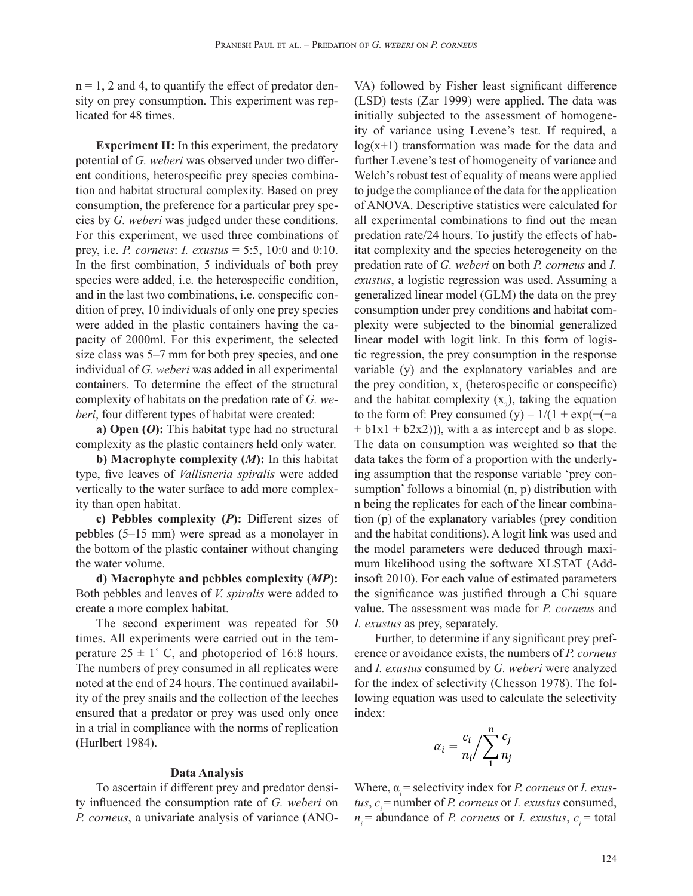n = 1, 2 and 4, to quantify the effect of predator density on prey consumption. This experiment was replicated for 48 times.

**Experiment II:** In this experiment, the predatory potential of *G. weberi* was observed under two different conditions, heterospecific prey species combination and habitat structural complexity. Based on prey consumption, the preference for a particular prey species by *G. weberi* was judged under these conditions. For this experiment, we used three combinations of prey, i.e. *P. corneus*: *I. exustus* = 5:5, 10:0 and 0:10. In the first combination, 5 individuals of both prey species were added, i.e. the heterospecific condition, and in the last two combinations, i.e. conspecific condition of prey, 10 individuals of only one prey species were added in the plastic containers having the capacity of 2000ml. For this experiment, the selected size class was 5–7 mm for both prey species, and one individual of *G. weberi* was added in all experimental containers. To determine the effect of the structural complexity of habitats on the predation rate of *G. weberi*, four different types of habitat were created:

**a) Open (*O*):** This habitat type had no structural complexity as the plastic containers held only water.

**b) Macrophyte complexity (*M*):** In this habitat type, five leaves of *Vallisneria spiralis* were added vertically to the water surface to add more complexity than open habitat.

**c) Pebbles complexity (*P*):** Different sizes of pebbles (5–15 mm) were spread as a monolayer in the bottom of the plastic container without changing the water volume.

**d) Macrophyte and pebbles complexity (*MP*):** Both pebbles and leaves of *V. spiralis* were added to create a more complex habitat.

The second experiment was repeated for 50 times. All experiments were carried out in the temperature 25 ± 1° C, and photoperiod of 16:8 hours. The numbers of prey consumed in all replicates were noted at the end of 24 hours. The continued availability of the prey snails and the collection of the leeches ensured that a predator or prey was used only once in a trial in compliance with the norms of replication (Hurlbert 1984).

## Data Analysis

To ascertain if different prey and predator density influenced the consumption rate of *G. weberi* on *P. corneus*, a univariate analysis of variance (ANOVA) followed by Fisher least significant difference (LSD) tests (Zar 1999) were applied. The data was initially subjected to the assessment of homogeneity of variance using Levene's test. If required, a log(x+1) transformation was made for the data and further Levene's test of homogeneity of variance and Welch's robust test of equality of means were applied to judge the compliance of the data for the application of ANOVA. Descriptive statistics were calculated for all experimental combinations to find out the mean predation rate/24 hours. To justify the effects of habitat complexity and the species heterogeneity on the predation rate of *G. weberi* on both *P. corneus* and *I. exustus*, a logistic regression was used. Assuming a generalized linear model (GLM) the data on the prey consumption under prey conditions and habitat complexity were subjected to the binomial generalized linear model with logit link. In this form of logistic regression, the prey consumption in the response variable (y) and the explanatory variables and are the prey condition, $x_1$ (heterospecific or conspecific) and the habitat complexity ($x_2$), taking the equation to the form of: Prey consumed (y) = 1/(1 + exp(−(−a + b1x1 + b2x2))), with a as intercept and b as slope. The data on consumption was weighted so that the data takes the form of a proportion with the underlying assumption that the response variable 'prey consumption' follows a binomial (n, p) distribution with n being the replicates for each of the linear combination (p) of the explanatory variables (prey condition and the habitat conditions). A logit link was used and the model parameters were deduced through maximum likelihood using the software XLSTAT (Addinsoft 2010). For each value of estimated parameters the significance was justified through a Chi square value. The assessment was made for *P. corneus* and *I. exustus* as prey, separately.

Further, to determine if any significant prey preference or avoidance exists, the numbers of *P. corneus* and *I. exustus* consumed by *G. weberi* were analyzed for the index of selectivity (Chesson 1978). The following equation was used to calculate the selectivity index:

$$\alpha_i = \frac{c_i}{n_i} \bigg/ \sum_{1}^{n} \frac{c_j}{n_j}$$

Where, $\alpha_i$ = selectivity index for *P. corneus* or *I. exustus*, $c_i$ = number of *P. corneus* or *I. exustus* consumed, $n_i$ = abundance of *P. corneus* or *I. exustus*, $c_j$ = total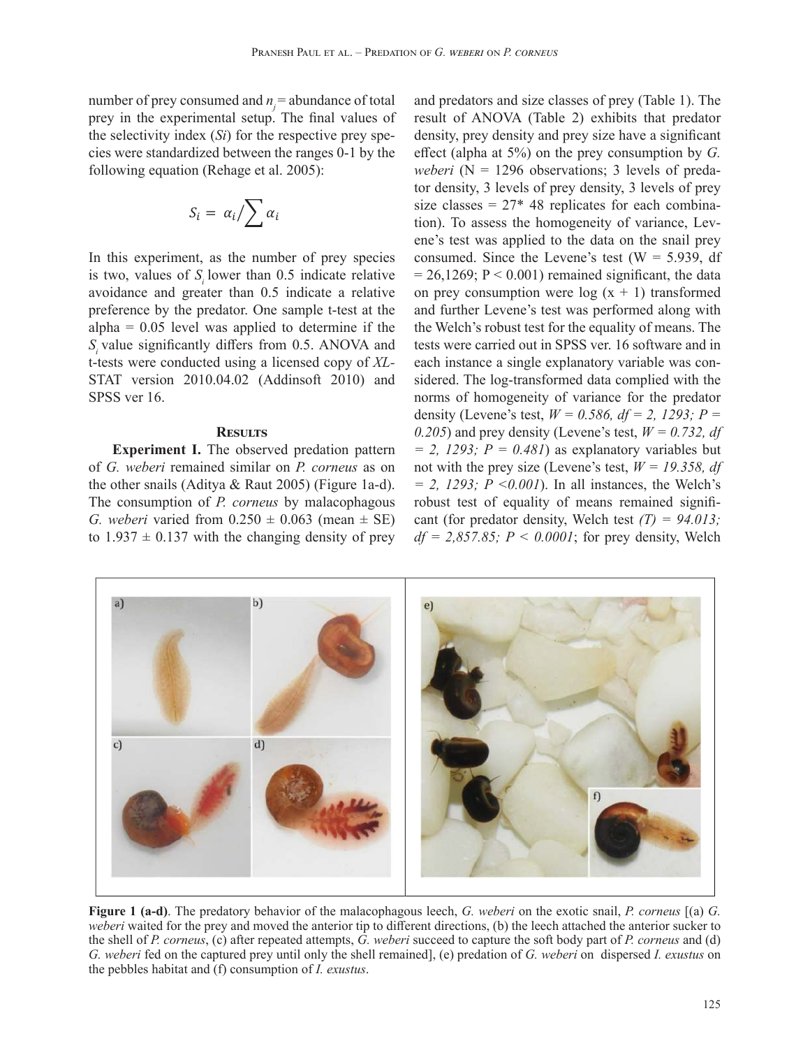number of prey consumed and $n_j$ = abundance of total prey in the experimental setup. The final values of the selectivity index (*Si*) for the respective prey species were standardized between the ranges 0-1 by the following equation (Rehage et al. 2005):

$$S_i = \alpha_i / \sum \alpha_i$$

In this experiment, as the number of prey species is two, values of $S_i$ lower than 0.5 indicate relative avoidance and greater than 0.5 indicate a relative preference by the predator. One sample t-test at the alpha = 0.05 level was applied to determine if the $S_i$ value significantly differs from 0.5. ANOVA and t-tests were conducted using a licensed copy of *XL*-STAT version 2010.04.02 (Addinsoft 2010) and SPSS ver 16.

## Results

**Experiment I.** The observed predation pattern of *G. weberi* remained similar on *P. corneus* as on the other snails (Aditya & Raut 2005) (Figure 1a-d). The consumption of *P. corneus* by malacophagous *G. weberi* varied from 0.250 ± 0.063 (mean ± SE) to 1.937 ± 0.137 with the changing density of prey and predators and size classes of prey (Table 1). The result of ANOVA (Table 2) exhibits that predator density, prey density and prey size have a significant effect (alpha at 5%) on the prey consumption by *G. weberi* (N = 1296 observations; 3 levels of predator density, 3 levels of prey density, 3 levels of prey size classes = 27* 48 replicates for each combination). To assess the homogeneity of variance, Levene's test was applied to the data on the snail prey consumed. Since the Levene's test (W = 5.939, df = 26,1269; P < 0.001) remained significant, the data on prey consumption were log (x + 1) transformed and further Levene's test was performed along with the Welch's robust test for the equality of means. The tests were carried out in SPSS ver. 16 software and in each instance a single explanatory variable was considered. The log-transformed data complied with the norms of homogeneity of variance for the predator density (Levene's test, *W = 0.586, df = 2, 1293; P = 0.205*) and prey density (Levene's test, *W = 0.732, df = 2, 1293; P = 0.481*) as explanatory variables but not with the prey size (Levene's test, *W = 19.358, df = 2, 1293; P <0.001*). In all instances, the Welch's robust test of equality of means remained significant (for predator density, Welch test *(T) = 94.013; df = 2,857.85; P < 0.0001*; for prey density, Welch

**Figure 1 (a-d)**. The predatory behavior of the malacophagous leech, *G. weberi* on the exotic snail, *P. corneus* [(a) *G. weberi* waited for the prey and moved the anterior tip to different directions, (b) the leech attached the anterior sucker to the shell of *P. corneus*, (c) after repeated attempts, *G. weberi* succeed to capture the soft body part of *P. corneus* and (d) *G. weberi* fed on the captured prey until only the shell remained], (e) predation of *G. weberi* on dispersed *I. exustus* on the pebbles habitat and (f) consumption of *I. exustus*.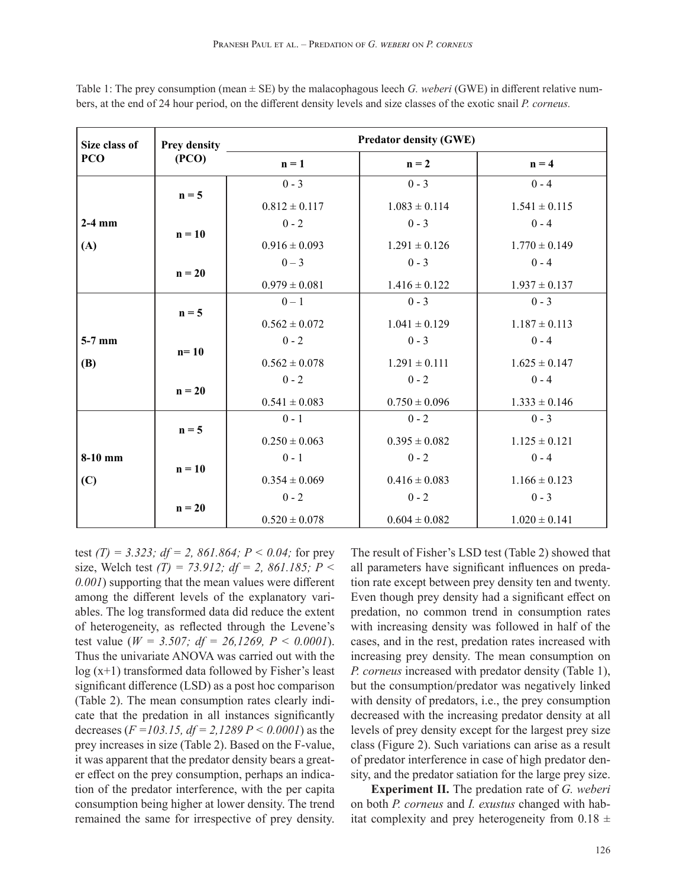Table 1: The prey consumption (mean ± SE) by the malacophagous leech *G. weberi* (GWE) in different relative numbers, at the end of 24 hour period, on the different density levels and size classes of the exotic snail *P. corneus.*

| Size class of PCO | Prey density (PCO) | Predator density (GWE) | | |
|---|---|---|---|---|
| | | n = 1 | n = 2 | n = 4 |
| 2-4 mm (A) | n = 5 | 0 - 3<br>0.812 ± 0.117 | 0 - 3<br>1.083 ± 0.114 | 0 - 4<br>1.541 ± 0.115 |
| | n = 10 | 0 - 2<br>0.916 ± 0.093 | 0 - 3<br>1.291 ± 0.126 | 0 - 4<br>1.770 ± 0.149 |
| | n = 20 | 0 – 3<br>0.979 ± 0.081 | 0 - 3<br>1.416 ± 0.122 | 0 - 4<br>1.937 ± 0.137 |
| 5-7 mm (B) | n = 5 | 0 – 1<br>0.562 ± 0.072 | 0 - 3<br>1.041 ± 0.129 | 0 - 3<br>1.187 ± 0.113 |
| | n= 10 | 0 - 2<br>0.562 ± 0.078 | 0 - 3<br>1.291 ± 0.111 | 0 - 4<br>1.625 ± 0.147 |
| | n = 20 | 0 - 2<br>0.541 ± 0.083 | 0 - 2<br>0.750 ± 0.096 | 0 - 4<br>1.333 ± 0.146 |
| 8-10 mm (C) | n = 5 | 0 - 1<br>0.250 ± 0.063 | 0 - 2<br>0.395 ± 0.082 | 0 - 3<br>1.125 ± 0.121 |
| | n = 10 | 0 - 1<br>0.354 ± 0.069 | 0 - 2<br>0.416 ± 0.083 | 0 - 4<br>1.166 ± 0.123 |
| | n = 20 | 0 - 2<br>0.520 ± 0.078 | 0 - 2<br>0.604 ± 0.082 | 0 - 3<br>1.020 ± 0.141 |

test *(T) = 3.323; df = 2, 861.864; P < 0.04;* for prey size, Welch test *(T) = 73.912; df = 2, 861.185; P < 0.001*) supporting that the mean values were different among the different levels of the explanatory variables. The log transformed data did reduce the extent of heterogeneity, as reflected through the Levene's test value (*W = 3.507; df = 26,1269, P < 0.0001*). Thus the univariate ANOVA was carried out with the log (x+1) transformed data followed by Fisher's least significant difference (LSD) as a post hoc comparison (Table 2). The mean consumption rates clearly indicate that the predation in all instances significantly decreases (*F =103.15, df = 2,1289 P < 0.0001*) as the prey increases in size (Table 2). Based on the F-value, it was apparent that the predator density bears a greater effect on the prey consumption, perhaps an indication of the predator interference, with the per capita consumption being higher at lower density. The trend remained the same for irrespective of prey density. The result of Fisher's LSD test (Table 2) showed that all parameters have significant influences on predation rate except between prey density ten and twenty. Even though prey density had a significant effect on predation, no common trend in consumption rates with increasing density was followed in half of the cases, and in the rest, predation rates increased with increasing prey density. The mean consumption on *P. corneus* increased with predator density (Table 1), but the consumption/predator was negatively linked with density of predators, i.e., the prey consumption decreased with the increasing predator density at all levels of prey density except for the largest prey size class (Figure 2). Such variations can arise as a result of predator interference in case of high predator density, and the predator satiation for the large prey size.

**Experiment II.** The predation rate of *G. weberi* on both *P. corneus* and *I. exustus* changed with habitat complexity and prey heterogeneity from 0.18 ±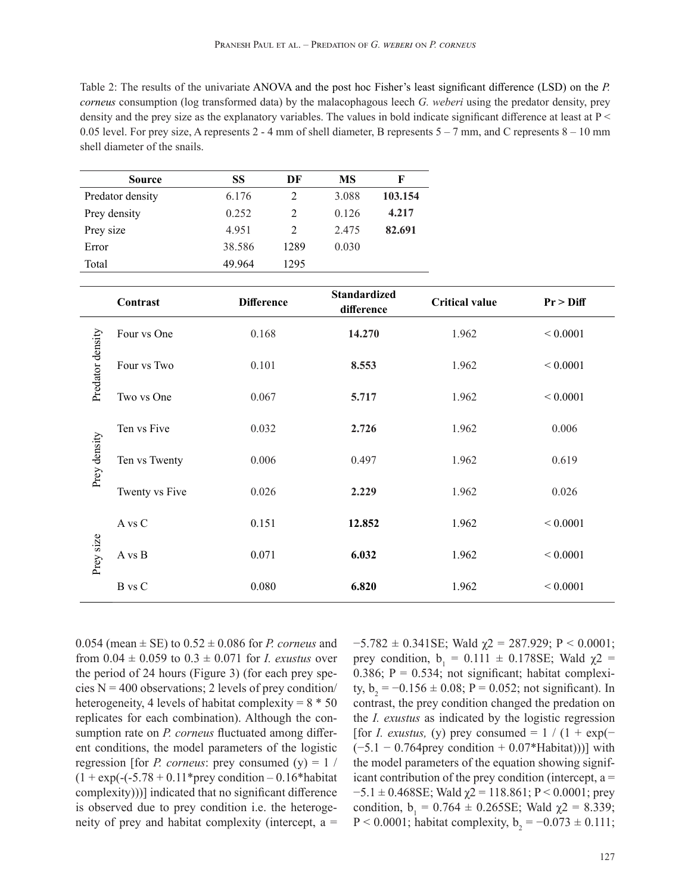Table 2: The results of the univariate ANOVA and the post hoc Fisher's least significant difference (LSD) on the *P. corneus* consumption (log transformed data) by the malacophagous leech *G. weberi* using the predator density, prey density and the prey size as the explanatory variables. The values in bold indicate significant difference at least at P < 0.05 level. For prey size, A represents 2 - 4 mm of shell diameter, B represents 5 – 7 mm, and C represents 8 – 10 mm shell diameter of the snails.

| Source | SS | DF | MS | F |
|---|---|---|---|---|
| Predator density | 6.176 | 2 | 3.088 | **103.154** |
| Prey density | 0.252 | 2 | 0.126 | **4.217** |
| Prey size | 4.951 | 2 | 2.475 | **82.691** |
| Error | 38.586 | 1289 | 0.030 | |
| Total | 49.964 | 1295 | | |

| | Contrast | Difference | Standardized difference | Critical value | Pr > Diff |
|---|---|---|---|---|---|
| Predator density | Four vs One | 0.168 | **14.270** | 1.962 | < 0.0001 |
| | Four vs Two | 0.101 | **8.553** | 1.962 | < 0.0001 |
| | Two vs One | 0.067 | **5.717** | 1.962 | < 0.0001 |
| Prey density | Ten vs Five | 0.032 | **2.726** | 1.962 | 0.006 |
| | Ten vs Twenty | 0.006 | 0.497 | 1.962 | 0.619 |
| | Twenty vs Five | 0.026 | **2.229** | 1.962 | 0.026 |
| Prey size | A vs C | 0.151 | **12.852** | 1.962 | < 0.0001 |
| | A vs B | 0.071 | **6.032** | 1.962 | < 0.0001 |
| | B vs C | 0.080 | **6.820** | 1.962 | < 0.0001 |

0.054 (mean ± SE) to 0.52 ± 0.086 for *P. corneus* and from 0.04 ± 0.059 to 0.3 ± 0.071 for *I. exustus* over the period of 24 hours (Figure 3) (for each prey species N = 400 observations; 2 levels of prey condition/heterogeneity, 4 levels of habitat complexity = 8 * 50 replicates for each combination). Although the consumption rate on *P. corneus* fluctuated among different conditions, the model parameters of the logistic regression [for *P. corneus*: prey consumed (y) = 1 / (1 + exp(-(-5.78 + 0.11*prey condition – 0.16*habitat complexity)))] indicated that no significant difference is observed due to prey condition i.e. the heterogeneity of prey and habitat complexity (intercept, a = −5.782 ± 0.341SE; Wald $\chi2$ = 287.929; P < 0.0001; prey condition, $b_1$ = 0.111 ± 0.178SE; Wald $\chi2$ = 0.386; P = 0.534; not significant; habitat complexity, $b_2$ = −0.156 ± 0.08; P = 0.052; not significant). In contrast, the prey condition changed the predation on the *I. exustus* as indicated by the logistic regression [for *I. exustus,* (y) prey consumed = 1 / (1 + exp(−(−5.1 − 0.764prey condition + 0.07*Habitat)))] with the model parameters of the equation showing significant contribution of the prey condition (intercept, a = −5.1 ± 0.468SE; Wald $\chi2$ = 118.861; P < 0.0001; prey condition, $b_1$ = 0.764 ± 0.265SE; Wald $\chi2$ = 8.339; P < 0.0001; habitat complexity, $b_2$ = −0.073 ± 0.111;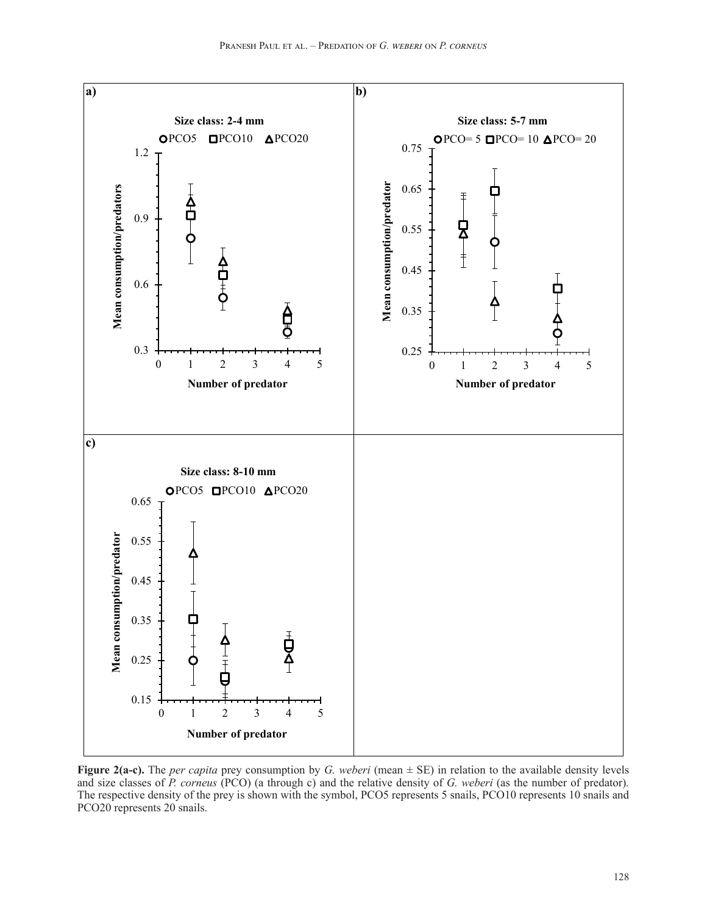**Figure 2(a-c).** The *per capita* prey consumption by *G. weberi* (mean ± SE) in relation to the available density levels and size classes of *P. corneus* (PCO) (a through c) and the relative density of *G. weberi* (as the number of predator). The respective density of the prey is shown with the symbol, PCO5 represents 5 snails, PCO10 represents 10 snails and PCO20 represents 20 snails.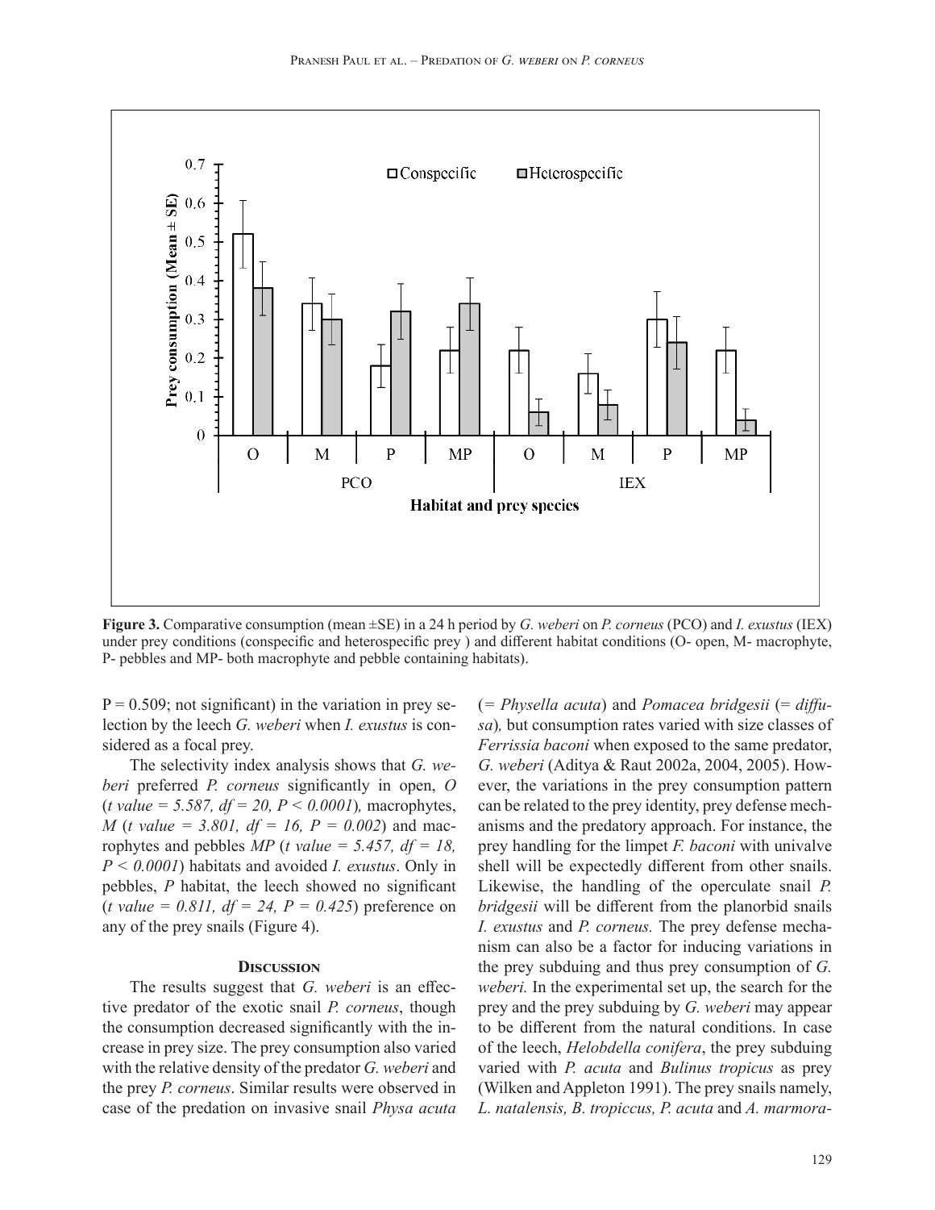**Figure 3.** Comparative consumption (mean ±SE) in a 24 h period by *G. weberi* on *P. corneus* (PCO) and *I. exustus* (IEX) under prey conditions (conspecific and heterospecific prey ) and different habitat conditions (O- open, M- macrophyte, P- pebbles and MP- both macrophyte and pebble containing habitats).

$P = 0.509$; not significant) in the variation in prey selection by the leech *G. weberi* when *I. exustus* is considered as a focal prey.

The selectivity index analysis shows that *G. weberi* preferred *P. corneus* significantly in open, *O* (*t value = 5.587, df = 20, P < 0.0001*), macrophytes, *M* (*t value = 3.801, df = 16, P = 0.002*) and macrophytes and pebbles *MP* (*t value = 5.457, df = 18, P < 0.0001*) habitats and avoided *I. exustus*. Only in pebbles, *P* habitat, the leech showed no significant (*t value = 0.811, df = 24, P = 0.425*) preference on any of the prey snails (Figure 4).

## Discussion

The results suggest that *G. weberi* is an effective predator of the exotic snail *P. corneus*, though the consumption decreased significantly with the increase in prey size. The prey consumption also varied with the relative density of the predator *G. weberi* and the prey *P. corneus*. Similar results were observed in case of the predation on invasive snail *Physa acuta* (= *Physella acuta*) and *Pomacea bridgesii* (= *diffusa*), but consumption rates varied with size classes of *Ferrissia baconi* when exposed to the same predator, *G. weberi* (Aditya & Raut 2002a, 2004, 2005). However, the variations in the prey consumption pattern can be related to the prey identity, prey defense mechanisms and the predatory approach. For instance, the prey handling for the limpet *F. baconi* with univalve shell will be expectedly different from other snails. Likewise, the handling of the operculate snail *P. bridgesii* will be different from the planorbid snails *I. exustus* and *P. corneus.* The prey defense mechanism can also be a factor for inducing variations in the prey subduing and thus prey consumption of *G. weberi.* In the experimental set up, the search for the prey and the prey subduing by *G. weberi* may appear to be different from the natural conditions. In case of the leech, *Helobdella conifera*, the prey subduing varied with *P. acuta* and *Bulinus tropicus* as prey (Wilken and Appleton 1991). The prey snails namely, *L. natalensis, B. tropiccus, P. acuta* and *A. marmora-*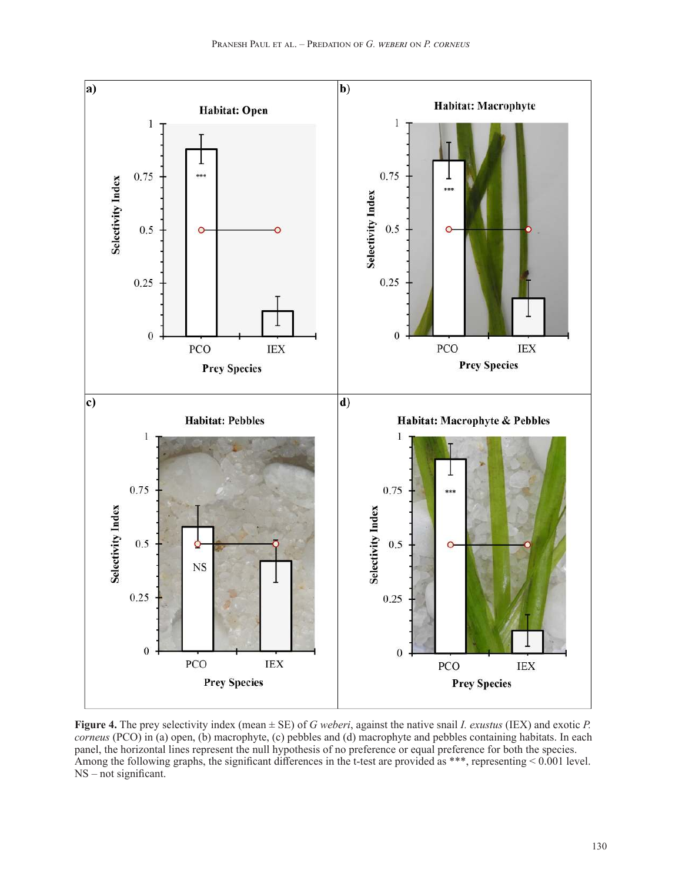**Figure 4.** The prey selectivity index (mean ± SE) of *G weberi*, against the native snail *I. exustus* (IEX) and exotic *P. corneus* (PCO) in (a) open, (b) macrophyte, (c) pebbles and (d) macrophyte and pebbles containing habitats. In each panel, the horizontal lines represent the null hypothesis of no preference or equal preference for both the species. Among the following graphs, the significant differences in the t-test are provided as ***, representing < 0.001 level. NS – not significant.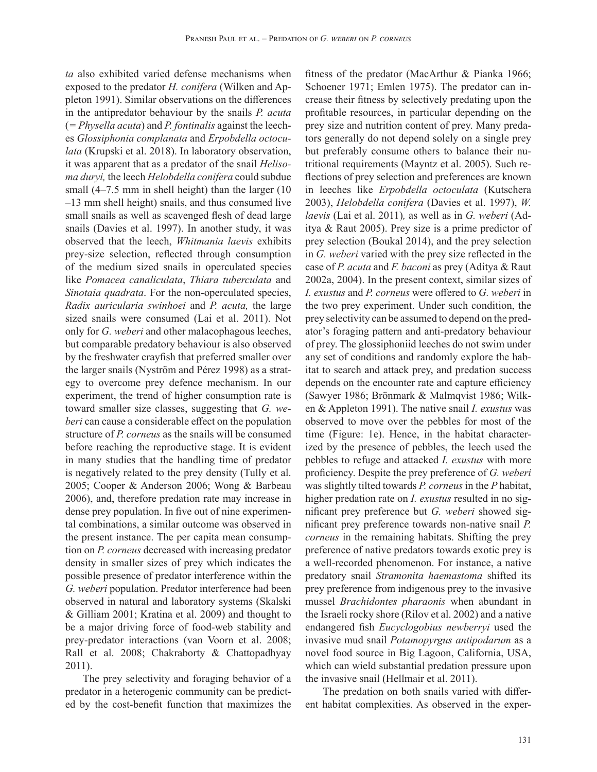*ta* also exhibited varied defense mechanisms when exposed to the predator *H. conifera* (Wilken and Appleton 1991). Similar observations on the differences in the antipredator behaviour by the snails *P. acuta* (= *Physella acuta*) and *P. fontinalis* against the leeches *Glossiphonia complanata* and *Erpobdella octoculata* (Krupski et al. 2018). In laboratory observation, it was apparent that as a predator of the snail *Helisoma duryi,* the leech *Helobdella conifera* could subdue small (4–7.5 mm in shell height) than the larger (10 –13 mm shell height) snails, and thus consumed live small snails as well as scavenged flesh of dead large snails (Davies et al. 1997). In another study, it was observed that the leech, *Whitmania laevis* exhibits prey-size selection, reflected through consumption of the medium sized snails in operculated species like *Pomacea canaliculata*, *Thiara tuberculata* and *Sinotaia quadrata*. For the non-operculated species, *Radix auricularia swinhoei* and *P. acuta,* the large sized snails were consumed (Lai et al. 2011). Not only for *G. weberi* and other malacophagous leeches, but comparable predatory behaviour is also observed by the freshwater crayfish that preferred smaller over the larger snails (Nyström and Pérez 1998) as a strategy to overcome prey defence mechanism. In our experiment, the trend of higher consumption rate is toward smaller size classes, suggesting that *G. weberi* can cause a considerable effect on the population structure of *P. corneus* as the snails will be consumed before reaching the reproductive stage. It is evident in many studies that the handling time of predator is negatively related to the prey density (Tully et al. 2005; Cooper & Anderson 2006; Wong & Barbeau 2006), and, therefore predation rate may increase in dense prey population. In five out of nine experimental combinations, a similar outcome was observed in the present instance. The per capita mean consumption on *P. corneus* decreased with increasing predator density in smaller sizes of prey which indicates the possible presence of predator interference within the *G. weberi* population. Predator interference had been observed in natural and laboratory systems (Skalski & Gilliam 2001; Kratina et al. 2009) and thought to be a major driving force of food-web stability and prey-predator interactions (van Voorn et al. 2008; Rall et al. 2008; Chakraborty & Chattopadhyay 2011).

The prey selectivity and foraging behavior of a predator in a heterogenic community can be predicted by the cost-benefit function that maximizes the fitness of the predator (MacArthur & Pianka 1966; Schoener 1971; Emlen 1975). The predator can increase their fitness by selectively predating upon the profitable resources, in particular depending on the prey size and nutrition content of prey. Many predators generally do not depend solely on a single prey but preferably consume others to balance their nutritional requirements (Mayntz et al. 2005). Such reflections of prey selection and preferences are known in leeches like *Erpobdella octoculata* (Kutschera 2003), *Helobdella conifera* (Davies et al. 1997), *W. laevis* (Lai et al. 2011)*,* as well as in *G. weberi* (Aditya & Raut 2005). Prey size is a prime predictor of prey selection (Boukal 2014), and the prey selection in *G. weberi* varied with the prey size reflected in the case of *P. acuta* and *F. baconi* as prey (Aditya & Raut 2002a, 2004). In the present context, similar sizes of *I. exustus* and *P. corneus* were offered to *G. weberi* in the two prey experiment. Under such condition, the prey selectivity can be assumed to depend on the predator's foraging pattern and anti-predatory behaviour of prey. The glossiphoniid leeches do not swim under any set of conditions and randomly explore the habitat to search and attack prey, and predation success depends on the encounter rate and capture efficiency (Sawyer 1986; Brönmark & Malmqvist 1986; Wilken & Appleton 1991). The native snail *I. exustus* was observed to move over the pebbles for most of the time (Figure: 1e). Hence, in the habitat characterized by the presence of pebbles, the leech used the pebbles to refuge and attacked *I. exustus* with more proficiency. Despite the prey preference of *G. weberi* was slightly tilted towards *P. corneus* in the *P* habitat, higher predation rate on *I. exustus* resulted in no significant prey preference but *G. weberi* showed significant prey preference towards non-native snail *P. corneus* in the remaining habitats. Shifting the prey preference of native predators towards exotic prey is a well-recorded phenomenon. For instance, a native predatory snail *Stramonita haemastoma* shifted its prey preference from indigenous prey to the invasive mussel *Brachidontes pharaonis* when abundant in the Israeli rocky shore (Rilov et al. 2002) and a native endangered fish *Eucyclogobius newberryi* used the invasive mud snail *Potamopyrgus antipodarum* as a novel food source in Big Lagoon, California, USA, which can wield substantial predation pressure upon the invasive snail (Hellmair et al. 2011).

The predation on both snails varied with different habitat complexities. As observed in the exper-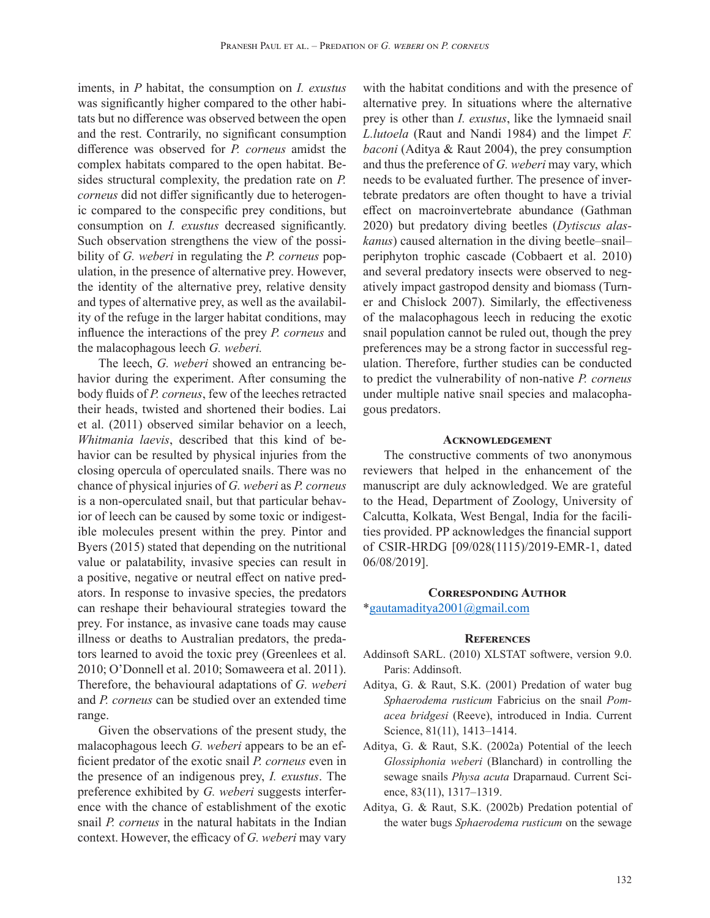iments, in *P* habitat, the consumption on *I. exustus* was significantly higher compared to the other habitats but no difference was observed between the open and the rest. Contrarily, no significant consumption difference was observed for *P. corneus* amidst the complex habitats compared to the open habitat. Besides structural complexity, the predation rate on *P. corneus* did not differ significantly due to heterogenic compared to the conspecific prey conditions, but consumption on *I. exustus* decreased significantly. Such observation strengthens the view of the possibility of *G. weberi* in regulating the *P. corneus* population, in the presence of alternative prey. However, the identity of the alternative prey, relative density and types of alternative prey, as well as the availability of the refuge in the larger habitat conditions, may influence the interactions of the prey *P. corneus* and the malacophagous leech *G. weberi.*

The leech, *G. weberi* showed an entrancing behavior during the experiment. After consuming the body fluids of *P. corneus*, few of the leeches retracted their heads, twisted and shortened their bodies. Lai et al. (2011) observed similar behavior on a leech, *Whitmania laevis*, described that this kind of behavior can be resulted by physical injuries from the closing opercula of operculated snails. There was no chance of physical injuries of *G. weberi* as *P. corneus* is a non-operculated snail, but that particular behavior of leech can be caused by some toxic or indigestible molecules present within the prey. Pintor and Byers (2015) stated that depending on the nutritional value or palatability, invasive species can result in a positive, negative or neutral effect on native predators. In response to invasive species, the predators can reshape their behavioural strategies toward the prey. For instance, as invasive cane toads may cause illness or deaths to Australian predators, the predators learned to avoid the toxic prey (Greenlees et al. 2010; O'Donnell et al. 2010; Somaweera et al. 2011). Therefore, the behavioural adaptations of *G. weberi* and *P. corneus* can be studied over an extended time range.

Given the observations of the present study, the malacophagous leech *G. weberi* appears to be an efficient predator of the exotic snail *P. corneus* even in the presence of an indigenous prey, *I. exustus*. The preference exhibited by *G. weberi* suggests interference with the chance of establishment of the exotic snail *P. corneus* in the natural habitats in the Indian context. However, the efficacy of *G. weberi* may vary with the habitat conditions and with the presence of alternative prey. In situations where the alternative prey is other than *I. exustus*, like the lymnaeid snail *L.lutoela* (Raut and Nandi 1984) and the limpet *F. baconi* (Aditya & Raut 2004), the prey consumption and thus the preference of *G. weberi* may vary, which needs to be evaluated further. The presence of invertebrate predators are often thought to have a trivial effect on macroinvertebrate abundance (Gathman 2020) but predatory diving beetles (*Dytiscus alaskanus*) caused alternation in the diving beetle–snail–periphyton trophic cascade (Cobbaert et al. 2010) and several predatory insects were observed to negatively impact gastropod density and biomass (Turner and Chislock 2007). Similarly, the effectiveness of the malacophagous leech in reducing the exotic snail population cannot be ruled out, though the prey preferences may be a strong factor in successful regulation. Therefore, further studies can be conducted to predict the vulnerability of non-native *P. corneus* under multiple native snail species and malacophagous predators.

## Acknowledgement

The constructive comments of two anonymous reviewers that helped in the enhancement of the manuscript are duly acknowledged. We are grateful to the Head, Department of Zoology, University of Calcutta, Kolkata, West Bengal, India for the facilities provided. PP acknowledges the financial support of CSIR-HRDG [09/028(1115)/2019-EMR-1, dated 06/08/2019].

## Corresponding Author

*gautamaditya2001@gmail.com

## References

Addinsoft SARL. (2010) XLSTAT softwere, version 9.0. Paris: Addinsoft.

Aditya, G. & Raut, S.K. (2001) Predation of water bug *Sphaerodema rusticum* Fabricius on the snail *Pomacea bridgesi* (Reeve), introduced in India. Current Science, 81(11), 1413–1414.

Aditya, G. & Raut, S.K. (2002a) Potential of the leech *Glossiphonia weberi* (Blanchard) in controlling the sewage snails *Physa acuta* Draparnaud. Current Science, 83(11), 1317–1319.

Aditya, G. & Raut, S.K. (2002b) Predation potential of the water bugs *Sphaerodema rusticum* on the sewage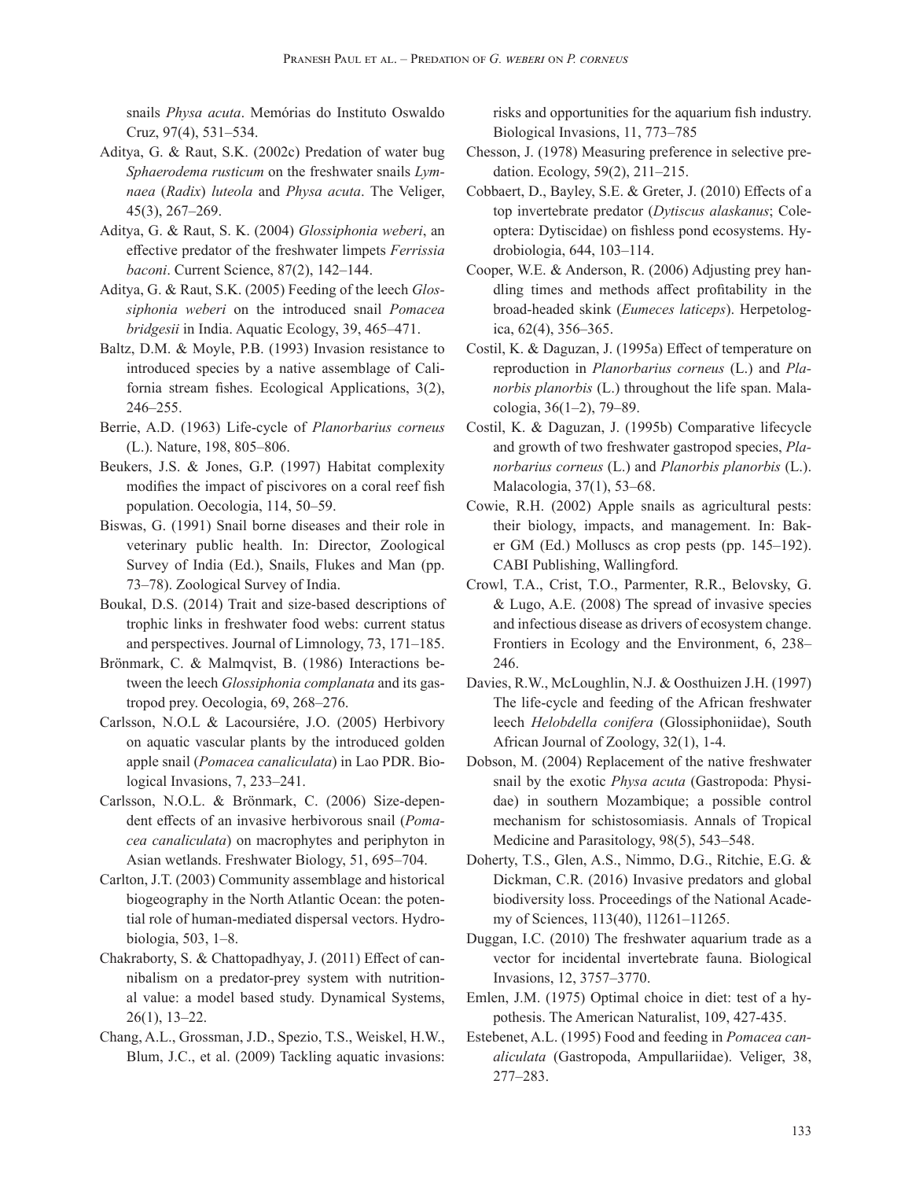snails *Physa acuta*. Memórias do Instituto Oswaldo Cruz, 97(4), 531–534.

Aditya, G. & Raut, S.K. (2002c) Predation of water bug *Sphaerodema rusticum* on the freshwater snails *Lymnaea* (*Radix*) *luteola* and *Physa acuta*. The Veliger, 45(3), 267–269.

Aditya, G. & Raut, S. K. (2004) *Glossiphonia weberi*, an effective predator of the freshwater limpets *Ferrissia baconi*. Current Science, 87(2), 142–144.

Aditya, G. & Raut, S.K. (2005) Feeding of the leech *Glossiphonia weberi* on the introduced snail *Pomacea bridgesii* in India. Aquatic Ecology, 39, 465–471.

Baltz, D.M. & Moyle, P.B. (1993) Invasion resistance to introduced species by a native assemblage of California stream fishes. Ecological Applications, 3(2), 246–255.

Berrie, A.D. (1963) Life-cycle of *Planorbarius corneus* (L.). Nature, 198, 805–806.

Beukers, J.S. & Jones, G.P. (1997) Habitat complexity modifies the impact of piscivores on a coral reef fish population. Oecologia, 114, 50–59.

Biswas, G. (1991) Snail borne diseases and their role in veterinary public health. In: Director, Zoological Survey of India (Ed.), Snails, Flukes and Man (pp. 73–78). Zoological Survey of India.

Boukal, D.S. (2014) Trait and size-based descriptions of trophic links in freshwater food webs: current status and perspectives. Journal of Limnology, 73, 171–185.

Brönmark, C. & Malmqvist, B. (1986) Interactions between the leech *Glossiphonia complanata* and its gastropod prey. Oecologia, 69, 268–276.

Carlsson, N.O.L & Lacoursiére, J.O. (2005) Herbivory on aquatic vascular plants by the introduced golden apple snail (*Pomacea canaliculata*) in Lao PDR. Biological Invasions, 7, 233–241.

Carlsson, N.O.L. & Brönmark, C. (2006) Size-dependent effects of an invasive herbivorous snail (*Pomacea canaliculata*) on macrophytes and periphyton in Asian wetlands. Freshwater Biology, 51, 695–704.

Carlton, J.T. (2003) Community assemblage and historical biogeography in the North Atlantic Ocean: the potential role of human-mediated dispersal vectors. Hydrobiologia, 503, 1–8.

Chakraborty, S. & Chattopadhyay, J. (2011) Effect of cannibalism on a predator-prey system with nutritional value: a model based study. Dynamical Systems, 26(1), 13–22.

Chang, A.L., Grossman, J.D., Spezio, T.S., Weiskel, H.W., Blum, J.C., et al. (2009) Tackling aquatic invasions: risks and opportunities for the aquarium fish industry. Biological Invasions, 11, 773–785

Chesson, J. (1978) Measuring preference in selective predation. Ecology, 59(2), 211–215.

Cobbaert, D., Bayley, S.E. & Greter, J. (2010) Effects of a top invertebrate predator (*Dytiscus alaskanus*; Coleoptera: Dytiscidae) on fishless pond ecosystems. Hydrobiologia, 644, 103–114.

Cooper, W.E. & Anderson, R. (2006) Adjusting prey handling times and methods affect profitability in the broad-headed skink (*Eumeces laticeps*). Herpetologica, 62(4), 356–365.

Costil, K. & Daguzan, J. (1995a) Effect of temperature on reproduction in *Planorbarius corneus* (L.) and *Planorbis planorbis* (L.) throughout the life span. Malacologia, 36(1–2), 79–89.

Costil, K. & Daguzan, J. (1995b) Comparative lifecycle and growth of two freshwater gastropod species, *Planorbarius corneus* (L.) and *Planorbis planorbis* (L.). Malacologia, 37(1), 53–68.

Cowie, R.H. (2002) Apple snails as agricultural pests: their biology, impacts, and management. In: Baker GM (Ed.) Molluscs as crop pests (pp. 145–192). CABI Publishing, Wallingford.

Crowl, T.A., Crist, T.O., Parmenter, R.R., Belovsky, G. & Lugo, A.E. (2008) The spread of invasive species and infectious disease as drivers of ecosystem change. Frontiers in Ecology and the Environment, 6, 238–246.

Davies, R.W., McLoughlin, N.J. & Oosthuizen J.H. (1997) The life-cycle and feeding of the African freshwater leech *Helobdella conifera* (Glossiphoniidae), South African Journal of Zoology, 32(1), 1-4.

Dobson, M. (2004) Replacement of the native freshwater snail by the exotic *Physa acuta* (Gastropoda: Physidae) in southern Mozambique; a possible control mechanism for schistosomiasis. Annals of Tropical Medicine and Parasitology, 98(5), 543–548.

Doherty, T.S., Glen, A.S., Nimmo, D.G., Ritchie, E.G. & Dickman, C.R. (2016) Invasive predators and global biodiversity loss. Proceedings of the National Academy of Sciences, 113(40), 11261–11265.

Duggan, I.C. (2010) The freshwater aquarium trade as a vector for incidental invertebrate fauna. Biological Invasions, 12, 3757–3770.

Emlen, J.M. (1975) Optimal choice in diet: test of a hypothesis. The American Naturalist, 109, 427-435.

Estebenet, A.L. (1995) Food and feeding in *Pomacea canaliculata* (Gastropoda, Ampullariidae). Veliger, 38, 277–283.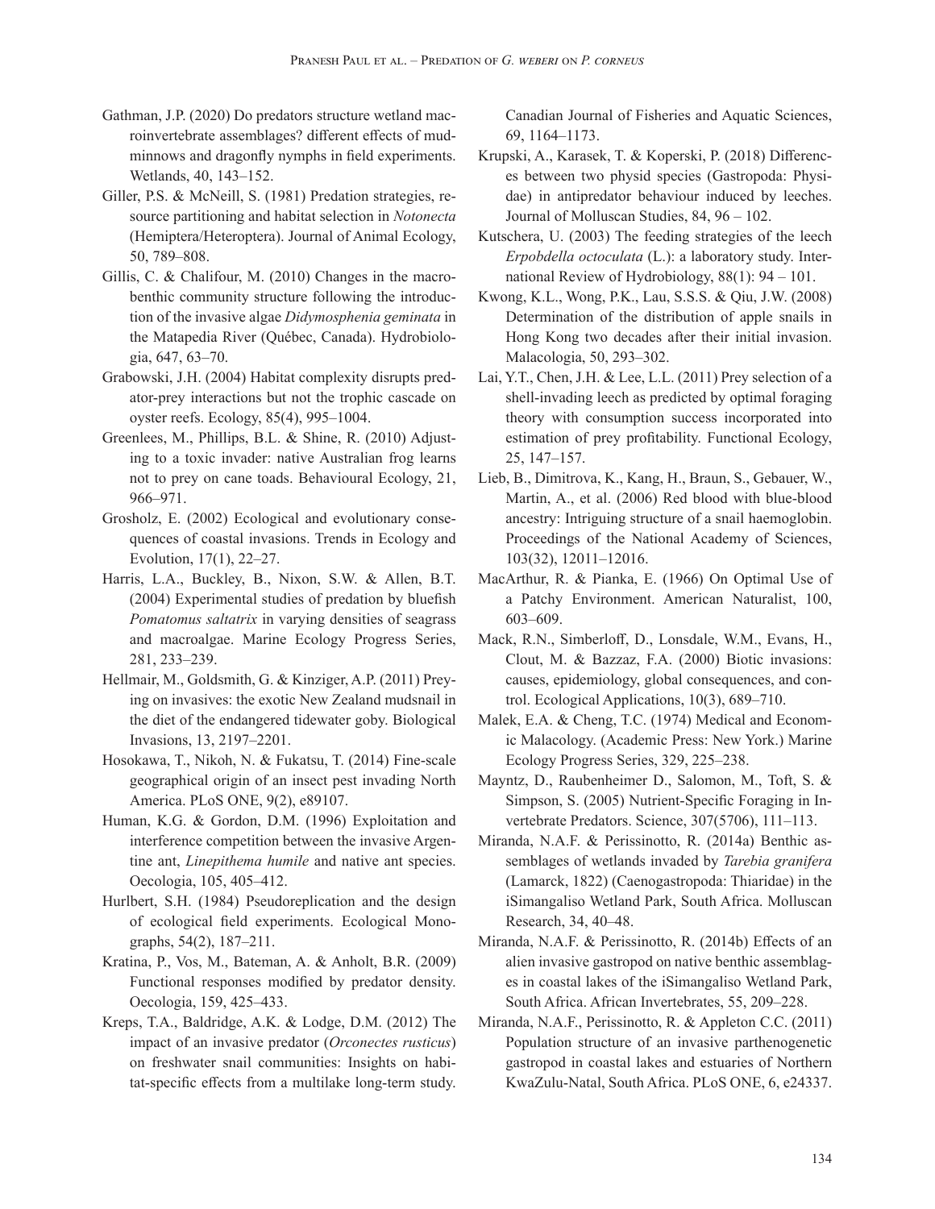Gathman, J.P. (2020) Do predators structure wetland macroinvertebrate assemblages? different effects of mudminnows and dragonfly nymphs in field experiments. Wetlands, 40, 143–152.

Giller, P.S. & McNeill, S. (1981) Predation strategies, resource partitioning and habitat selection in *Notonecta* (Hemiptera/Heteroptera). Journal of Animal Ecology, 50, 789–808.

Gillis, C. & Chalifour, M. (2010) Changes in the macrobenthic community structure following the introduction of the invasive algae *Didymosphenia geminata* in the Matapedia River (Québec, Canada). Hydrobiologia, 647, 63–70.

Grabowski, J.H. (2004) Habitat complexity disrupts predator-prey interactions but not the trophic cascade on oyster reefs. Ecology, 85(4), 995–1004.

Greenlees, M., Phillips, B.L. & Shine, R. (2010) Adjusting to a toxic invader: native Australian frog learns not to prey on cane toads. Behavioural Ecology, 21, 966–971.

Grosholz, E. (2002) Ecological and evolutionary consequences of coastal invasions. Trends in Ecology and Evolution, 17(1), 22–27.

Harris, L.A., Buckley, B., Nixon, S.W. & Allen, B.T. (2004) Experimental studies of predation by bluefish *Pomatomus saltatrix* in varying densities of seagrass and macroalgae. Marine Ecology Progress Series, 281, 233–239.

Hellmair, M., Goldsmith, G. & Kinziger, A.P. (2011) Preying on invasives: the exotic New Zealand mudsnail in the diet of the endangered tidewater goby. Biological Invasions, 13, 2197–2201.

Hosokawa, T., Nikoh, N. & Fukatsu, T. (2014) Fine-scale geographical origin of an insect pest invading North America. PLoS ONE, 9(2), e89107.

Human, K.G. & Gordon, D.M. (1996) Exploitation and interference competition between the invasive Argentine ant, *Linepithema humile* and native ant species. Oecologia, 105, 405–412.

Hurlbert, S.H. (1984) Pseudoreplication and the design of ecological field experiments. Ecological Monographs, 54(2), 187–211.

Kratina, P., Vos, M., Bateman, A. & Anholt, B.R. (2009) Functional responses modified by predator density. Oecologia, 159, 425–433.

Kreps, T.A., Baldridge, A.K. & Lodge, D.M. (2012) The impact of an invasive predator (*Orconectes rusticus*) on freshwater snail communities: Insights on habitat-specific effects from a multilake long-term study. Canadian Journal of Fisheries and Aquatic Sciences, 69, 1164–1173.

Krupski, A., Karasek, T. & Koperski, P. (2018) Differences between two physid species (Gastropoda: Physidae) in antipredator behaviour induced by leeches. Journal of Molluscan Studies, 84, 96 – 102.

Kutschera, U. (2003) The feeding strategies of the leech *Erpobdella octoculata* (L.): a laboratory study. International Review of Hydrobiology, 88(1): 94 – 101.

Kwong, K.L., Wong, P.K., Lau, S.S.S. & Qiu, J.W. (2008) Determination of the distribution of apple snails in Hong Kong two decades after their initial invasion. Malacologia, 50, 293–302.

Lai, Y.T., Chen, J.H. & Lee, L.L. (2011) Prey selection of a shell-invading leech as predicted by optimal foraging theory with consumption success incorporated into estimation of prey profitability. Functional Ecology, 25, 147–157.

Lieb, B., Dimitrova, K., Kang, H., Braun, S., Gebauer, W., Martin, A., et al. (2006) Red blood with blue-blood ancestry: Intriguing structure of a snail haemoglobin. Proceedings of the National Academy of Sciences, 103(32), 12011–12016.

MacArthur, R. & Pianka, E. (1966) On Optimal Use of a Patchy Environment. American Naturalist, 100, 603–609.

Mack, R.N., Simberloff, D., Lonsdale, W.M., Evans, H., Clout, M. & Bazzaz, F.A. (2000) Biotic invasions: causes, epidemiology, global consequences, and control. Ecological Applications, 10(3), 689–710.

Malek, E.A. & Cheng, T.C. (1974) Medical and Economic Malacology. (Academic Press: New York.) Marine Ecology Progress Series, 329, 225–238.

Mayntz, D., Raubenheimer D., Salomon, M., Toft, S. & Simpson, S. (2005) Nutrient-Specific Foraging in Invertebrate Predators. Science, 307(5706), 111–113.

Miranda, N.A.F. & Perissinotto, R. (2014a) Benthic assemblages of wetlands invaded by *Tarebia granifera* (Lamarck, 1822) (Caenogastropoda: Thiaridae) in the iSimangaliso Wetland Park, South Africa. Molluscan Research, 34, 40–48.

Miranda, N.A.F. & Perissinotto, R. (2014b) Effects of an alien invasive gastropod on native benthic assemblages in coastal lakes of the iSimangaliso Wetland Park, South Africa. African Invertebrates, 55, 209–228.

Miranda, N.A.F., Perissinotto, R. & Appleton C.C. (2011) Population structure of an invasive parthenogenetic gastropod in coastal lakes and estuaries of Northern KwaZulu-Natal, South Africa. PLoS ONE, 6, e24337.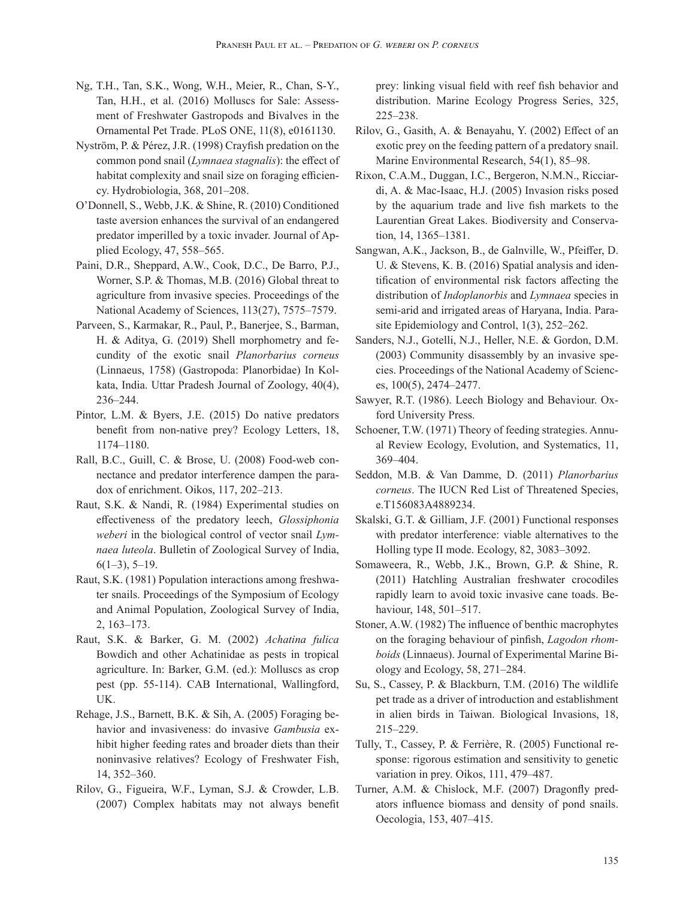Ng, T.H., Tan, S.K., Wong, W.H., Meier, R., Chan, S-Y., Tan, H.H., et al. (2016) Molluscs for Sale: Assessment of Freshwater Gastropods and Bivalves in the Ornamental Pet Trade. PLoS ONE, 11(8), e0161130.

Nyström, P. & Pérez, J.R. (1998) Crayfish predation on the common pond snail (*Lymnaea stagnalis*): the effect of habitat complexity and snail size on foraging efficiency. Hydrobiologia, 368, 201–208.

O'Donnell, S., Webb, J.K. & Shine, R. (2010) Conditioned taste aversion enhances the survival of an endangered predator imperilled by a toxic invader. Journal of Applied Ecology, 47, 558–565.

Paini, D.R., Sheppard, A.W., Cook, D.C., De Barro, P.J., Worner, S.P. & Thomas, M.B. (2016) Global threat to agriculture from invasive species. Proceedings of the National Academy of Sciences, 113(27), 7575–7579.

Parveen, S., Karmakar, R., Paul, P., Banerjee, S., Barman, H. & Aditya, G. (2019) Shell morphometry and fecundity of the exotic snail *Planorbarius corneus* (Linnaeus, 1758) (Gastropoda: Planorbidae) In Kolkata, India. Uttar Pradesh Journal of Zoology, 40(4), 236–244.

Pintor, L.M. & Byers, J.E. (2015) Do native predators benefit from non-native prey? Ecology Letters, 18, 1174–1180.

Rall, B.C., Guill, C. & Brose, U. (2008) Food-web connectance and predator interference dampen the paradox of enrichment. Oikos, 117, 202–213.

Raut, S.K. & Nandi, R. (1984) Experimental studies on effectiveness of the predatory leech, *Glossiphonia weberi* in the biological control of vector snail *Lymnaea luteola*. Bulletin of Zoological Survey of India, 6(1–3), 5–19.

Raut, S.K. (1981) Population interactions among freshwater snails. Proceedings of the Symposium of Ecology and Animal Population, Zoological Survey of India, 2, 163–173.

Raut, S.K. & Barker, G. M. (2002) *Achatina fulica* Bowdich and other Achatinidae as pests in tropical agriculture. In: Barker, G.M. (ed.): Molluscs as crop pest (pp. 55-114). CAB International, Wallingford, UK.

Rehage, J.S., Barnett, B.K. & Sih, A. (2005) Foraging behavior and invasiveness: do invasive *Gambusia* exhibit higher feeding rates and broader diets than their noninvasive relatives? Ecology of Freshwater Fish, 14, 352–360.

Rilov, G., Figueira, W.F., Lyman, S.J. & Crowder, L.B. (2007) Complex habitats may not always benefit prey: linking visual field with reef fish behavior and distribution. Marine Ecology Progress Series, 325, 225–238.

Rilov, G., Gasith, A. & Benayahu, Y. (2002) Effect of an exotic prey on the feeding pattern of a predatory snail. Marine Environmental Research, 54(1), 85–98.

Rixon, C.A.M., Duggan, I.C., Bergeron, N.M.N., Ricciardi, A. & Mac-Isaac, H.J. (2005) Invasion risks posed by the aquarium trade and live fish markets to the Laurentian Great Lakes. Biodiversity and Conservation, 14, 1365–1381.

Sangwan, A.K., Jackson, B., de Galnville, W., Pfeiffer, D. U. & Stevens, K. B. (2016) Spatial analysis and identification of environmental risk factors affecting the distribution of *Indoplanorbis* and *Lymnaea* species in semi-arid and irrigated areas of Haryana, India. Parasite Epidemiology and Control, 1(3), 252–262.

Sanders, N.J., Gotelli, N.J., Heller, N.E. & Gordon, D.M. (2003) Community disassembly by an invasive species. Proceedings of the National Academy of Sciences, 100(5), 2474–2477.

Sawyer, R.T. (1986). Leech Biology and Behaviour. Oxford University Press.

Schoener, T.W. (1971) Theory of feeding strategies. Annual Review Ecology, Evolution, and Systematics, 11, 369–404.

Seddon, M.B. & Van Damme, D. (2011) *Planorbarius corneus*. The IUCN Red List of Threatened Species, e.T156083A4889234.

Skalski, G.T. & Gilliam, J.F. (2001) Functional responses with predator interference: viable alternatives to the Holling type II mode. Ecology, 82, 3083–3092.

Somaweera, R., Webb, J.K., Brown, G.P. & Shine, R. (2011) Hatchling Australian freshwater crocodiles rapidly learn to avoid toxic invasive cane toads. Behaviour, 148, 501–517.

Stoner, A.W. (1982) The influence of benthic macrophytes on the foraging behaviour of pinfish, *Lagodon rhomboids* (Linnaeus). Journal of Experimental Marine Biology and Ecology, 58, 271–284.

Su, S., Cassey, P. & Blackburn, T.M. (2016) The wildlife pet trade as a driver of introduction and establishment in alien birds in Taiwan. Biological Invasions, 18, 215–229.

Tully, T., Cassey, P. & Ferrière, R. (2005) Functional response: rigorous estimation and sensitivity to genetic variation in prey. Oikos, 111, 479–487.

Turner, A.M. & Chislock, M.F. (2007) Dragonfly predators influence biomass and density of pond snails. Oecologia, 153, 407–415.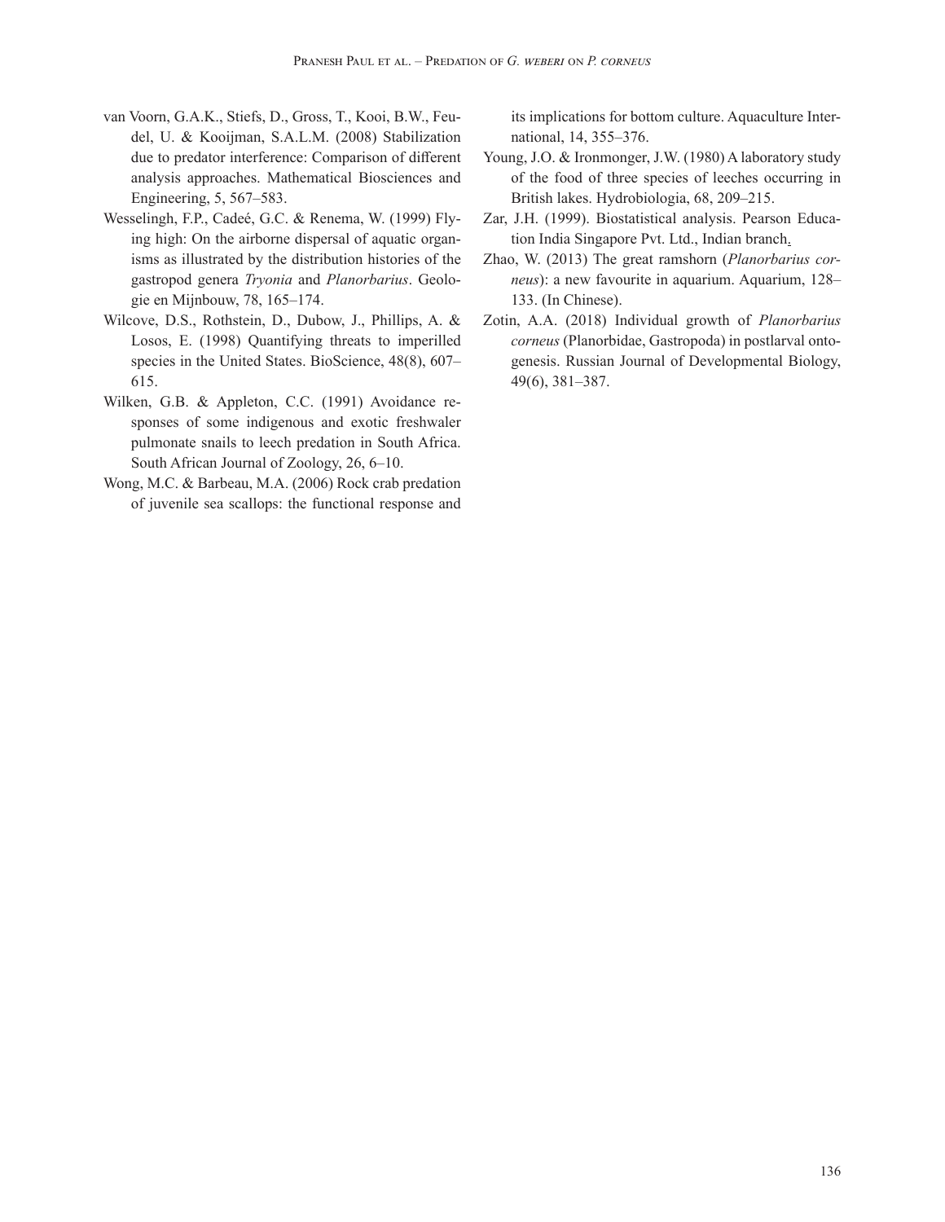van Voorn, G.A.K., Stiefs, D., Gross, T., Kooi, B.W., Feudel, U. & Kooijman, S.A.L.M. (2008) Stabilization due to predator interference: Comparison of different analysis approaches. Mathematical Biosciences and Engineering, 5, 567–583.

Wesselingh, F.P., Cadeé, G.C. & Renema, W. (1999) Flying high: On the airborne dispersal of aquatic organisms as illustrated by the distribution histories of the gastropod genera *Tryonia* and *Planorbarius*. Geologie en Mijnbouw, 78, 165–174.

Wilcove, D.S., Rothstein, D., Dubow, J., Phillips, A. & Losos, E. (1998) Quantifying threats to imperilled species in the United States. BioScience, 48(8), 607–615.

Wilken, G.B. & Appleton, C.C. (1991) Avoidance responses of some indigenous and exotic freshwaler pulmonate snails to leech predation in South Africa. South African Journal of Zoology, 26, 6–10.

Wong, M.C. & Barbeau, M.A. (2006) Rock crab predation of juvenile sea scallops: the functional response and its implications for bottom culture. Aquaculture International, 14, 355–376.

Young, J.O. & Ironmonger, J.W. (1980) A laboratory study of the food of three species of leeches occurring in British lakes. Hydrobiologia, 68, 209–215.

Zar, J.H. (1999). Biostatistical analysis. Pearson Education India Singapore Pvt. Ltd., Indian branch.

Zhao, W. (2013) The great ramshorn (*Planorbarius corneus*): a new favourite in aquarium. Aquarium, 128–133. (In Chinese).

Zotin, A.A. (2018) Individual growth of *Planorbarius corneus* (Planorbidae, Gastropoda) in postlarval ontogenesis. Russian Journal of Developmental Biology, 49(6), 381–387.